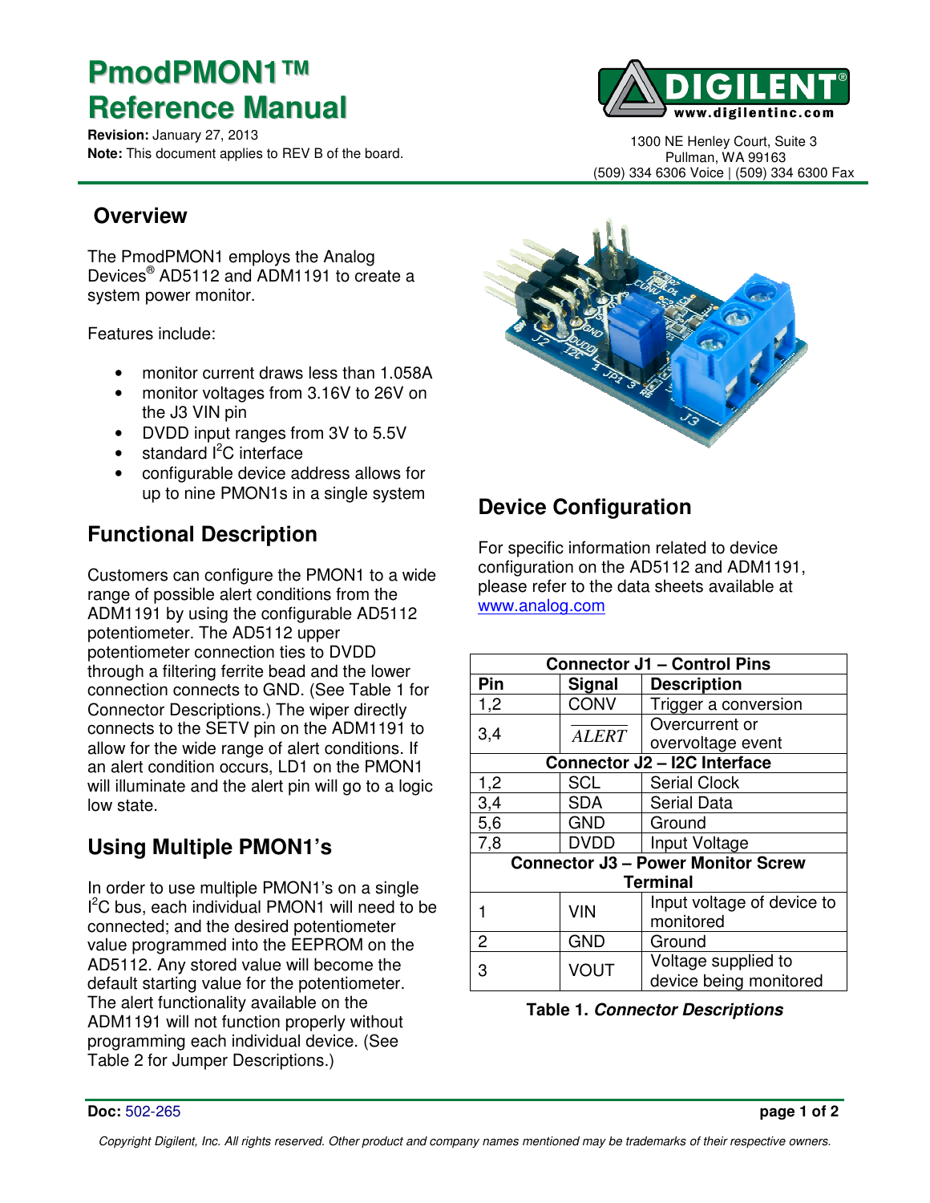# PmodPMON1™ Reference Manual

**Revision:** January 27, 2013
**Note:** This document applies to REV B of the board.

1300 NE Henley Court, Suite 3
Pullman, WA 99163
(509) 334 6306 Voice | (509) 334 6300 Fax

## Overview

The PmodPMON1 employs the Analog Devices® AD5112 and ADM1191 to create a system power monitor.

Features include:

- monitor current draws less than 1.058A
- monitor voltages from 3.16V to 26V on the J3 VIN pin
- DVDD input ranges from 3V to 5.5V
- standard I²C interface
- configurable device address allows for up to nine PMON1s in a single system

## Functional Description

Customers can configure the PMON1 to a wide range of possible alert conditions from the ADM1191 by using the configurable AD5112 potentiometer. The AD5112 upper potentiometer connection ties to DVDD through a filtering ferrite bead and the lower connection connects to GND. (See Table 1 for Connector Descriptions.) The wiper directly connects to the SETV pin on the ADM1191 to allow for the wide range of alert conditions. If an alert condition occurs, LD1 on the PMON1 will illuminate and the alert pin will go to a logic low state.

## Using Multiple PMON1's

In order to use multiple PMON1's on a single I²C bus, each individual PMON1 will need to be connected; and the desired potentiometer value programmed into the EEPROM on the AD5112. Any stored value will become the default starting value for the potentiometer. The alert functionality available on the ADM1191 will not function properly without programming each individual device. (See Table 2 for Jumper Descriptions.)

## Device Configuration

For specific information related to device configuration on the AD5112 and ADM1191, please refer to the data sheets available at www.analog.com

| Connector J1 – Control Pins | | |
|---|---|---|
| **Pin** | **Signal** | **Description** |
| 1,2 | CONV | Trigger a conversion |
| 3,4 | $\overline{ALERT}$ | Overcurrent or overvoltage event |
| **Connector J2 – I2C Interface** | | |
| 1,2 | SCL | Serial Clock |
| 3,4 | SDA | Serial Data |
| 5,6 | GND | Ground |
| 7,8 | DVDD | Input Voltage |
| **Connector J3 – Power Monitor Screw Terminal** | | |
| 1 | VIN | Input voltage of device to monitored |
| 2 | GND | Ground |
| 3 | VOUT | Voltage supplied to device being monitored |

**Table 1. *Connector Descriptions***

**Doc:** 502-265

*Copyright Digilent, Inc. All rights reserved. Other product and company names mentioned may be trademarks of their respective owners.*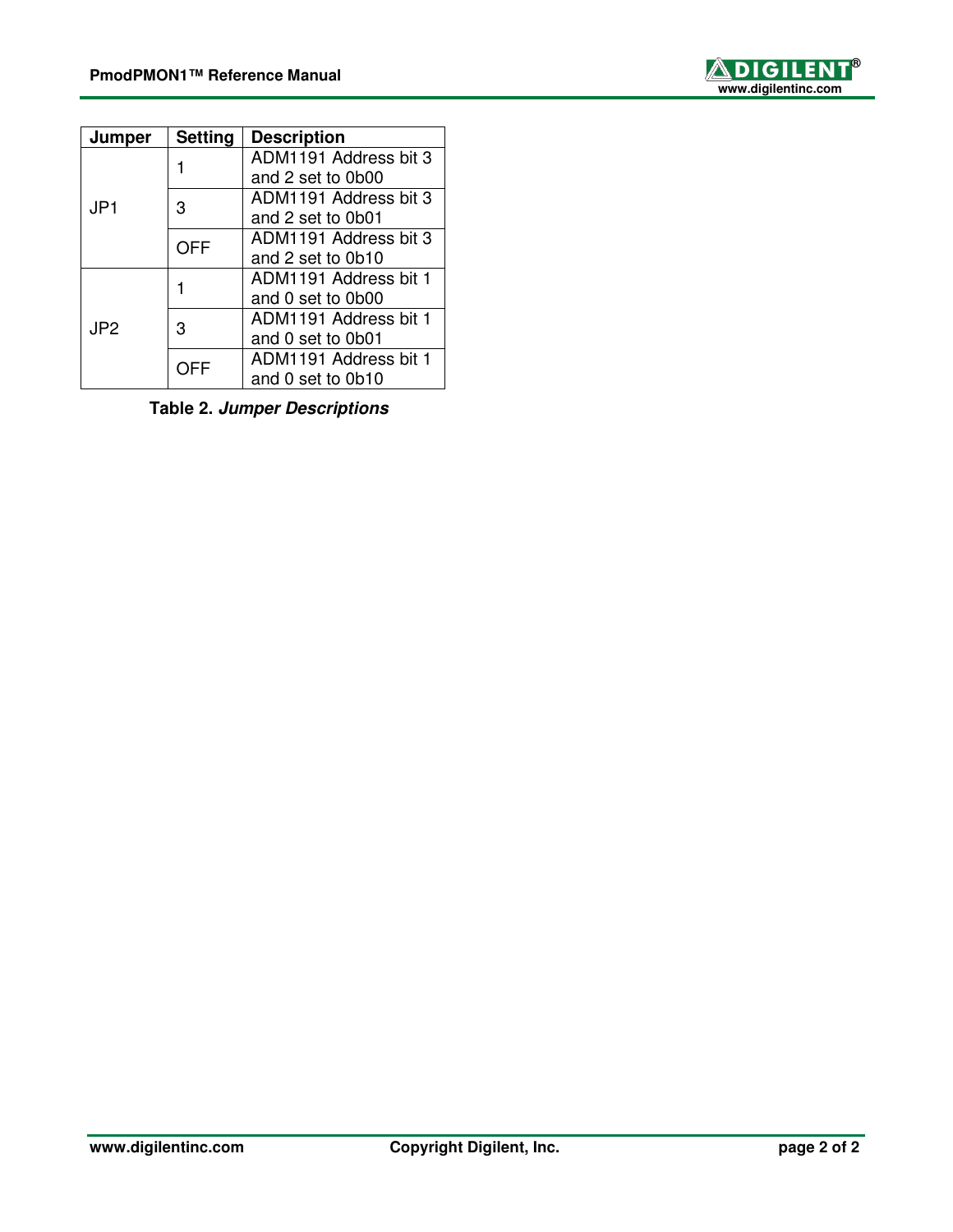| Jumper | Setting | Description |
|---|---|---|
| JP1 | 1 | ADM1191 Address bit 3 and 2 set to 0b00 |
| | 3 | ADM1191 Address bit 3 and 2 set to 0b01 |
| | OFF | ADM1191 Address bit 3 and 2 set to 0b10 |
| JP2 | 1 | ADM1191 Address bit 1 and 0 set to 0b00 |
| | 3 | ADM1191 Address bit 1 and 0 set to 0b01 |
| | OFF | ADM1191 Address bit 1 and 0 set to 0b10 |

**Table 2. *Jumper Descriptions***